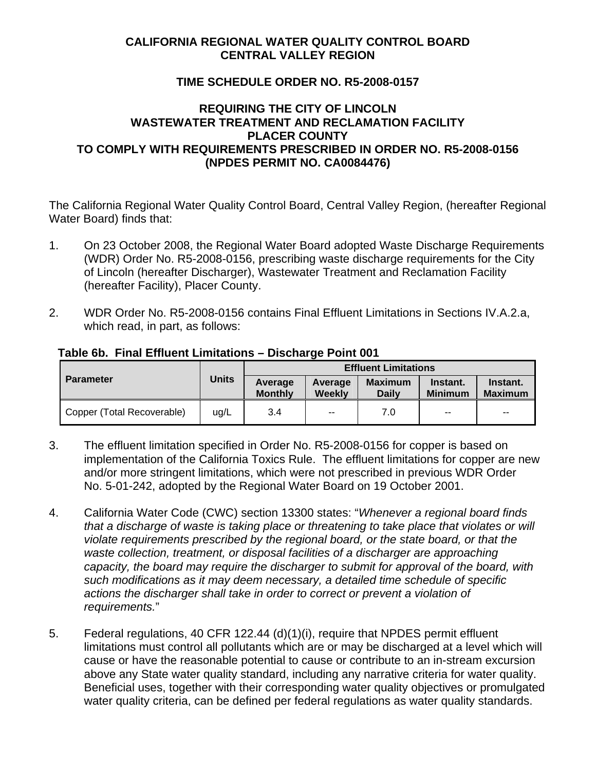# CALIFORNIA REGIONAL WATER QUALITY CONTROL BOARD
# CENTRAL VALLEY REGION

## TIME SCHEDULE ORDER NO. R5-2008-0157

## REQUIRING THE CITY OF LINCOLN WASTEWATER TREATMENT AND RECLAMATION FACILITY PLACER COUNTY TO COMPLY WITH REQUIREMENTS PRESCRIBED IN ORDER NO. R5-2008-0156 (NPDES PERMIT NO. CA0084476)

The California Regional Water Quality Control Board, Central Valley Region, (hereafter Regional Water Board) finds that:

1. On 23 October 2008, the Regional Water Board adopted Waste Discharge Requirements (WDR) Order No. R5-2008-0156, prescribing waste discharge requirements for the City of Lincoln (hereafter Discharger), Wastewater Treatment and Reclamation Facility (hereafter Facility), Placer County.

2. WDR Order No. R5-2008-0156 contains Final Effluent Limitations in Sections IV.A.2.a, which read, in part, as follows:

**Table 6b. Final Effluent Limitations – Discharge Point 001**

| Parameter | Units | Effluent Limitations | | | | |
|---|---|---|---|---|---|---|
| | | Average Monthly | Average Weekly | Maximum Daily | Instant. Minimum | Instant. Maximum |
| Copper (Total Recoverable) | ug/L | 3.4 | -- | 7.0 | -- | -- |

3. The effluent limitation specified in Order No. R5-2008-0156 for copper is based on implementation of the California Toxics Rule. The effluent limitations for copper are new and/or more stringent limitations, which were not prescribed in previous WDR Order No. 5-01-242, adopted by the Regional Water Board on 19 October 2001.

4. California Water Code (CWC) section 13300 states: "*Whenever a regional board finds that a discharge of waste is taking place or threatening to take place that violates or will violate requirements prescribed by the regional board, or the state board, or that the waste collection, treatment, or disposal facilities of a discharger are approaching capacity, the board may require the discharger to submit for approval of the board, with such modifications as it may deem necessary, a detailed time schedule of specific actions the discharger shall take in order to correct or prevent a violation of requirements.*"

5. Federal regulations, 40 CFR 122.44 (d)(1)(i), require that NPDES permit effluent limitations must control all pollutants which are or may be discharged at a level which will cause or have the reasonable potential to cause or contribute to an in-stream excursion above any State water quality standard, including any narrative criteria for water quality. Beneficial uses, together with their corresponding water quality objectives or promulgated water quality criteria, can be defined per federal regulations as water quality standards.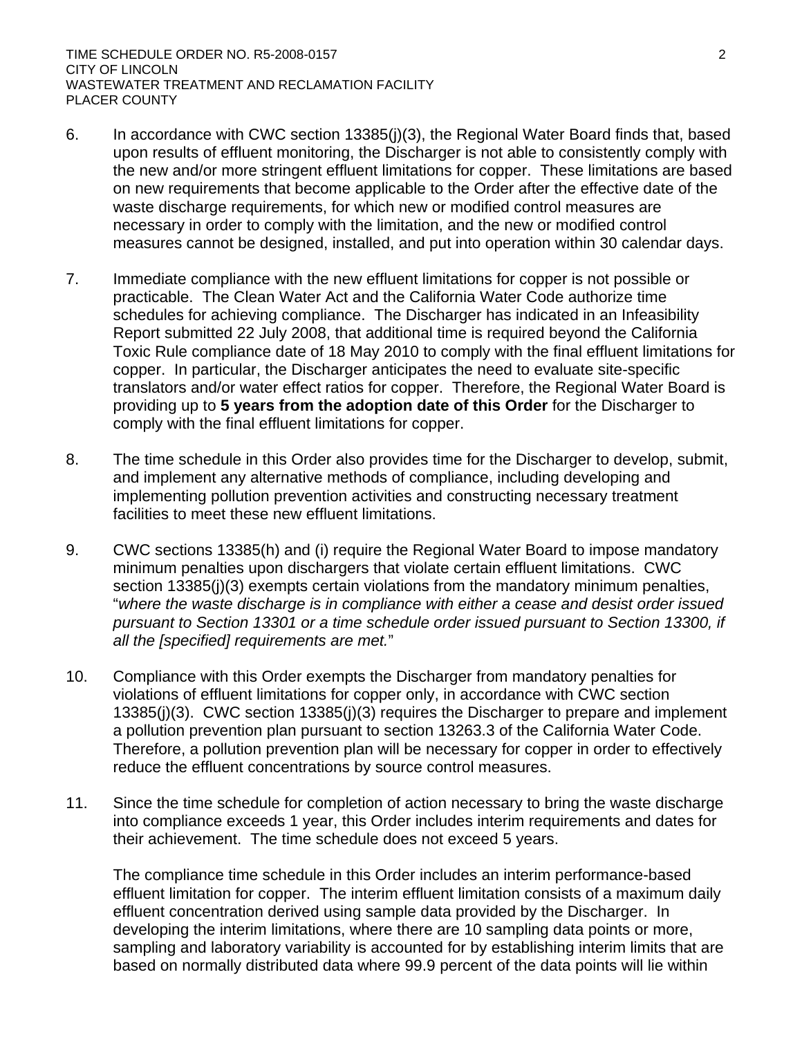6. In accordance with CWC section 13385(j)(3), the Regional Water Board finds that, based upon results of effluent monitoring, the Discharger is not able to consistently comply with the new and/or more stringent effluent limitations for copper. These limitations are based on new requirements that become applicable to the Order after the effective date of the waste discharge requirements, for which new or modified control measures are necessary in order to comply with the limitation, and the new or modified control measures cannot be designed, installed, and put into operation within 30 calendar days.

7. Immediate compliance with the new effluent limitations for copper is not possible or practicable. The Clean Water Act and the California Water Code authorize time schedules for achieving compliance. The Discharger has indicated in an Infeasibility Report submitted 22 July 2008, that additional time is required beyond the California Toxic Rule compliance date of 18 May 2010 to comply with the final effluent limitations for copper. In particular, the Discharger anticipates the need to evaluate site-specific translators and/or water effect ratios for copper. Therefore, the Regional Water Board is providing up to **5 years from the adoption date of this Order** for the Discharger to comply with the final effluent limitations for copper.

8. The time schedule in this Order also provides time for the Discharger to develop, submit, and implement any alternative methods of compliance, including developing and implementing pollution prevention activities and constructing necessary treatment facilities to meet these new effluent limitations.

9. CWC sections 13385(h) and (i) require the Regional Water Board to impose mandatory minimum penalties upon dischargers that violate certain effluent limitations. CWC section 13385(j)(3) exempts certain violations from the mandatory minimum penalties, "*where the waste discharge is in compliance with either a cease and desist order issued pursuant to Section 13301 or a time schedule order issued pursuant to Section 13300, if all the [specified] requirements are met.*"

10. Compliance with this Order exempts the Discharger from mandatory penalties for violations of effluent limitations for copper only, in accordance with CWC section 13385(j)(3). CWC section 13385(j)(3) requires the Discharger to prepare and implement a pollution prevention plan pursuant to section 13263.3 of the California Water Code. Therefore, a pollution prevention plan will be necessary for copper in order to effectively reduce the effluent concentrations by source control measures.

11. Since the time schedule for completion of action necessary to bring the waste discharge into compliance exceeds 1 year, this Order includes interim requirements and dates for their achievement. The time schedule does not exceed 5 years.

    The compliance time schedule in this Order includes an interim performance-based effluent limitation for copper. The interim effluent limitation consists of a maximum daily effluent concentration derived using sample data provided by the Discharger. In developing the interim limitations, where there are 10 sampling data points or more, sampling and laboratory variability is accounted for by establishing interim limits that are based on normally distributed data where 99.9 percent of the data points will lie within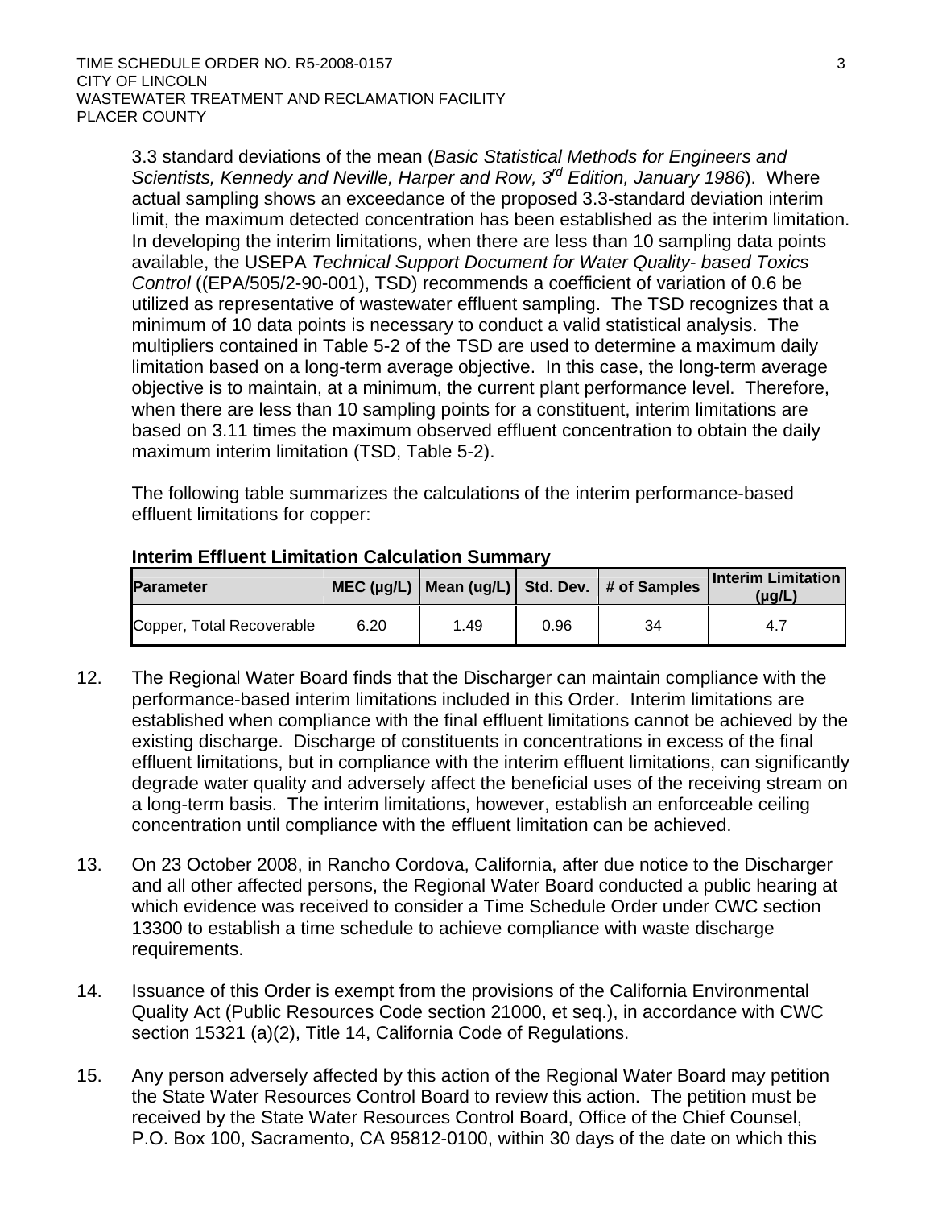3.3 standard deviations of the mean (*Basic Statistical Methods for Engineers and Scientists, Kennedy and Neville, Harper and Row, 3rd Edition, January 1986*). Where actual sampling shows an exceedance of the proposed 3.3-standard deviation interim limit, the maximum detected concentration has been established as the interim limitation. In developing the interim limitations, when there are less than 10 sampling data points available, the USEPA *Technical Support Document for Water Quality- based Toxics Control* ((EPA/505/2-90-001), TSD) recommends a coefficient of variation of 0.6 be utilized as representative of wastewater effluent sampling. The TSD recognizes that a minimum of 10 data points is necessary to conduct a valid statistical analysis. The multipliers contained in Table 5-2 of the TSD are used to determine a maximum daily limitation based on a long-term average objective. In this case, the long-term average objective is to maintain, at a minimum, the current plant performance level. Therefore, when there are less than 10 sampling points for a constituent, interim limitations are based on 3.11 times the maximum observed effluent concentration to obtain the daily maximum interim limitation (TSD, Table 5-2).

The following table summarizes the calculations of the interim performance-based effluent limitations for copper:

**Interim Effluent Limitation Calculation Summary**

| Parameter | MEC (µg/L) | Mean (ug/L) | Std. Dev. | # of Samples | Interim Limitation (µg/L) |
|---|---|---|---|---|---|
| Copper, Total Recoverable | 6.20 | 1.49 | 0.96 | 34 | 4.7 |

12. The Regional Water Board finds that the Discharger can maintain compliance with the performance-based interim limitations included in this Order. Interim limitations are established when compliance with the final effluent limitations cannot be achieved by the existing discharge. Discharge of constituents in concentrations in excess of the final effluent limitations, but in compliance with the interim effluent limitations, can significantly degrade water quality and adversely affect the beneficial uses of the receiving stream on a long-term basis. The interim limitations, however, establish an enforceable ceiling concentration until compliance with the effluent limitation can be achieved.

13. On 23 October 2008, in Rancho Cordova, California, after due notice to the Discharger and all other affected persons, the Regional Water Board conducted a public hearing at which evidence was received to consider a Time Schedule Order under CWC section 13300 to establish a time schedule to achieve compliance with waste discharge requirements.

14. Issuance of this Order is exempt from the provisions of the California Environmental Quality Act (Public Resources Code section 21000, et seq.), in accordance with CWC section 15321 (a)(2), Title 14, California Code of Regulations.

15. Any person adversely affected by this action of the Regional Water Board may petition the State Water Resources Control Board to review this action. The petition must be received by the State Water Resources Control Board, Office of the Chief Counsel, P.O. Box 100, Sacramento, CA 95812-0100, within 30 days of the date on which this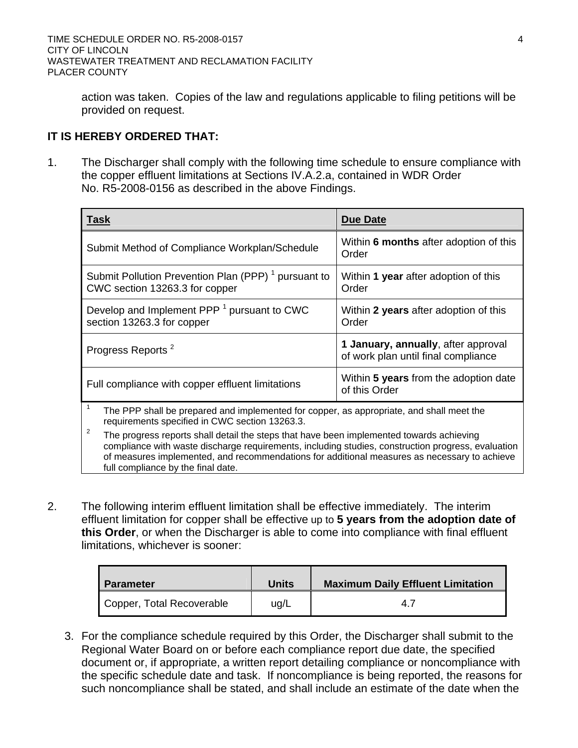action was taken. Copies of the law and regulations applicable to filing petitions will be provided on request.

**IT IS HEREBY ORDERED THAT:**

1. The Discharger shall comply with the following time schedule to ensure compliance with the copper effluent limitations at Sections IV.A.2.a, contained in WDR Order No. R5-2008-0156 as described in the above Findings.

| Task | Due Date |
|---|---|
| Submit Method of Compliance Workplan/Schedule | Within **6 months** after adoption of this Order |
| Submit Pollution Prevention Plan (PPP) [1] pursuant to CWC section 13263.3 for copper | Within **1 year** after adoption of this Order |
| Develop and Implement PPP [1] pursuant to CWC section 13263.3 for copper | Within **2 years** after adoption of this Order |
| Progress Reports [2] | **1 January, annually**, after approval of work plan until final compliance |
| Full compliance with copper effluent limitations | Within **5 years** from the adoption date of this Order |

[1] The PPP shall be prepared and implemented for copper, as appropriate, and shall meet the requirements specified in CWC section 13263.3.

[2] The progress reports shall detail the steps that have been implemented towards achieving compliance with waste discharge requirements, including studies, construction progress, evaluation of measures implemented, and recommendations for additional measures as necessary to achieve full compliance by the final date.

2. The following interim effluent limitation shall be effective immediately. The interim effluent limitation for copper shall be effective up to **5 years from the adoption date of this Order**, or when the Discharger is able to come into compliance with final effluent limitations, whichever is sooner:

| Parameter | Units | Maximum Daily Effluent Limitation |
|---|---|---|
| Copper, Total Recoverable | ug/L | 4.7 |

3. For the compliance schedule required by this Order, the Discharger shall submit to the Regional Water Board on or before each compliance report due date, the specified document or, if appropriate, a written report detailing compliance or noncompliance with the specific schedule date and task. If noncompliance is being reported, the reasons for such noncompliance shall be stated, and shall include an estimate of the date when the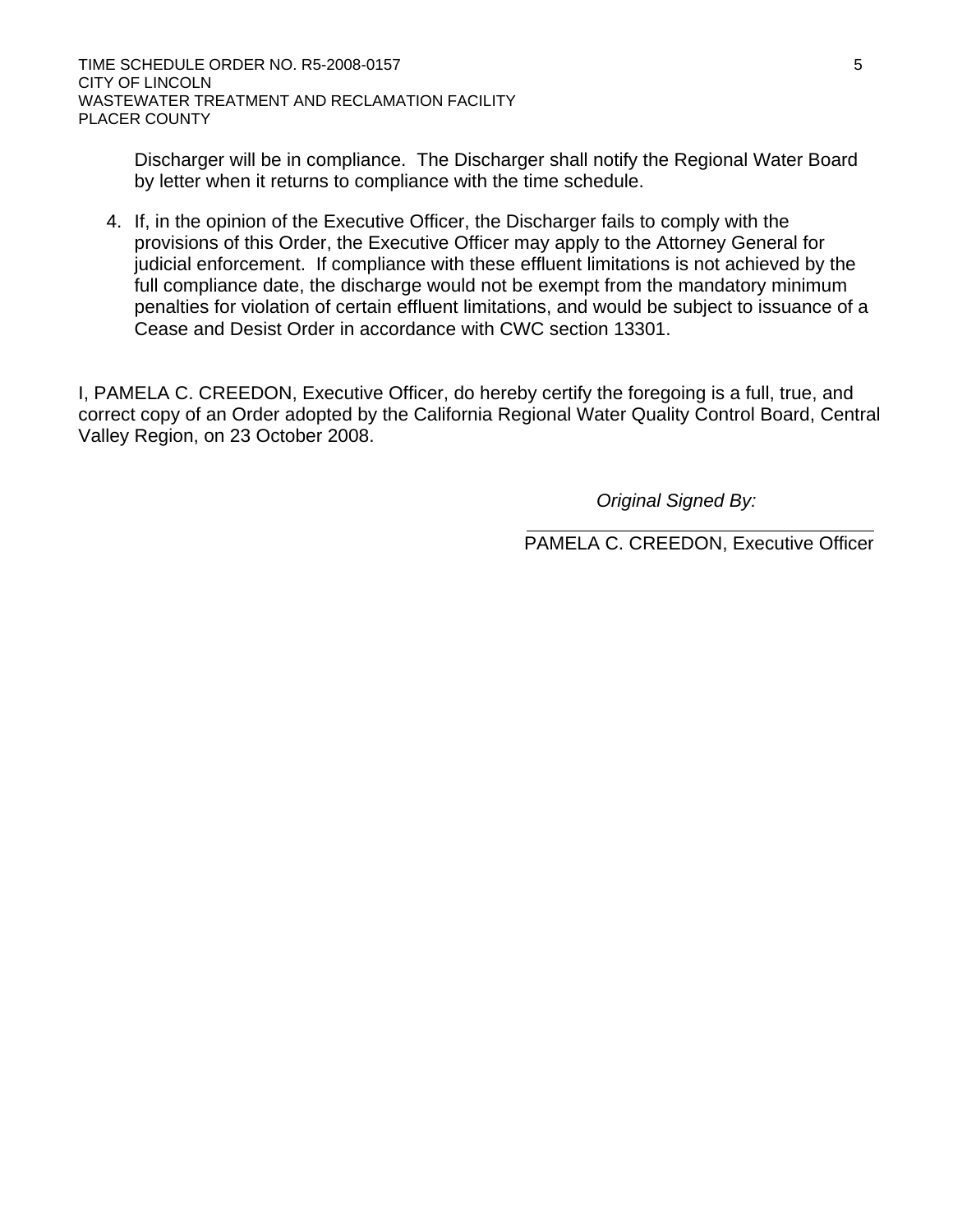Discharger will be in compliance. The Discharger shall notify the Regional Water Board by letter when it returns to compliance with the time schedule.

4. If, in the opinion of the Executive Officer, the Discharger fails to comply with the provisions of this Order, the Executive Officer may apply to the Attorney General for judicial enforcement. If compliance with these effluent limitations is not achieved by the full compliance date, the discharge would not be exempt from the mandatory minimum penalties for violation of certain effluent limitations, and would be subject to issuance of a Cease and Desist Order in accordance with CWC section 13301.

I, PAMELA C. CREEDON, Executive Officer, do hereby certify the foregoing is a full, true, and correct copy of an Order adopted by the California Regional Water Quality Control Board, Central Valley Region, on 23 October 2008.

*Original Signed By:*

PAMELA C. CREEDON, Executive Officer